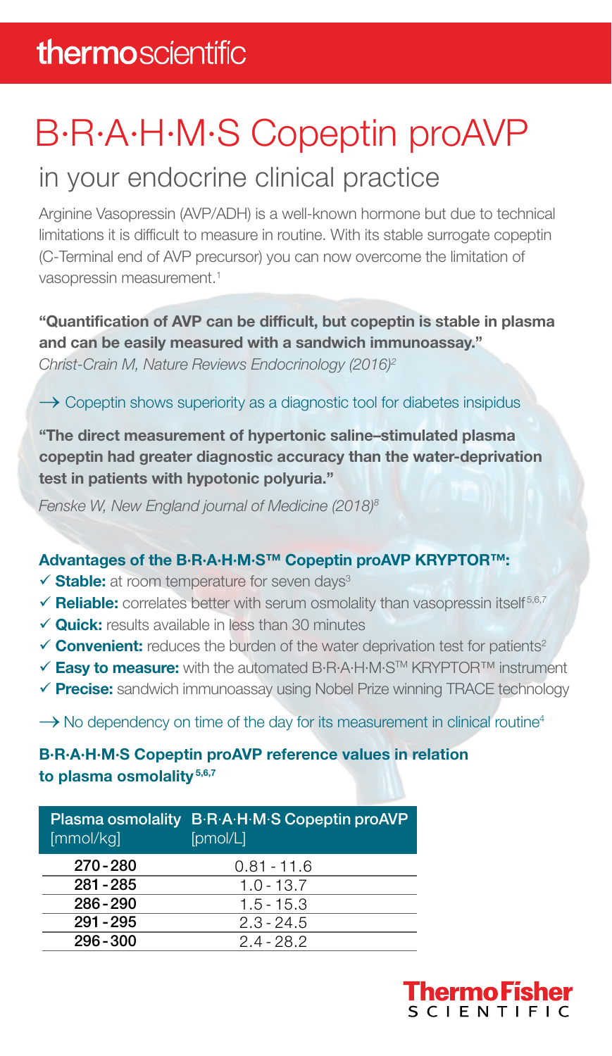**thermo**scientific

# B·R·A·H·M·S Copeptin proAVP

## in your endocrine clinical practice

Arginine Vasopressin (AVP/ADH) is a well-known hormone but due to technical limitations it is difficult to measure in routine. With its stable surrogate copeptin (C-Terminal end of AVP precursor) you can now overcome the limitation of vasopressin measurement.[1]

**"Quantification of AVP can be difficult, but copeptin is stable in plasma and can be easily measured with a sandwich immunoassay."**
*Christ-Crain M, Nature Reviews Endocrinology (2016)[2]*

→ Copeptin shows superiority as a diagnostic tool for diabetes insipidus

**"The direct measurement of hypertonic saline–stimulated plasma copeptin had greater diagnostic accuracy than the water-deprivation test in patients with hypotonic polyuria."**
*Fenske W, New England journal of Medicine (2018)[8]*

### Advantages of the B·R·A·H·M·S™ Copeptin proAVP KRYPTOR™:

- ✓ **Stable:** at room temperature for seven days[3]
- ✓ **Reliable:** correlates better with serum osmolality than vasopressin itself[5,6,7]
- ✓ **Quick:** results available in less than 30 minutes
- ✓ **Convenient:** reduces the burden of the water deprivation test for patients[2]
- ✓ **Easy to measure:** with the automated B·R·A·H·M·S™ KRYPTOR™ instrument
- ✓ **Precise:** sandwich immunoassay using Nobel Prize winning TRACE technology

→ No dependency on time of the day for its measurement in clinical routine[4]

### B·R·A·H·M·S Copeptin proAVP reference values in relation to plasma osmolality[5,6,7]

| Plasma osmolality [mmol/kg] | B·R·A·H·M·S Copeptin proAVP [pmol/L] |
|---|---|
| 270 - 280 | 0.81 - 11.6 |
| 281 - 285 | 1.0 - 13.7 |
| 286 - 290 | 1.5 - 15.3 |
| 291 - 295 | 2.3 - 24.5 |
| 296 - 300 | 2.4 - 28.2 |

ThermoFisher SCIENTIFIC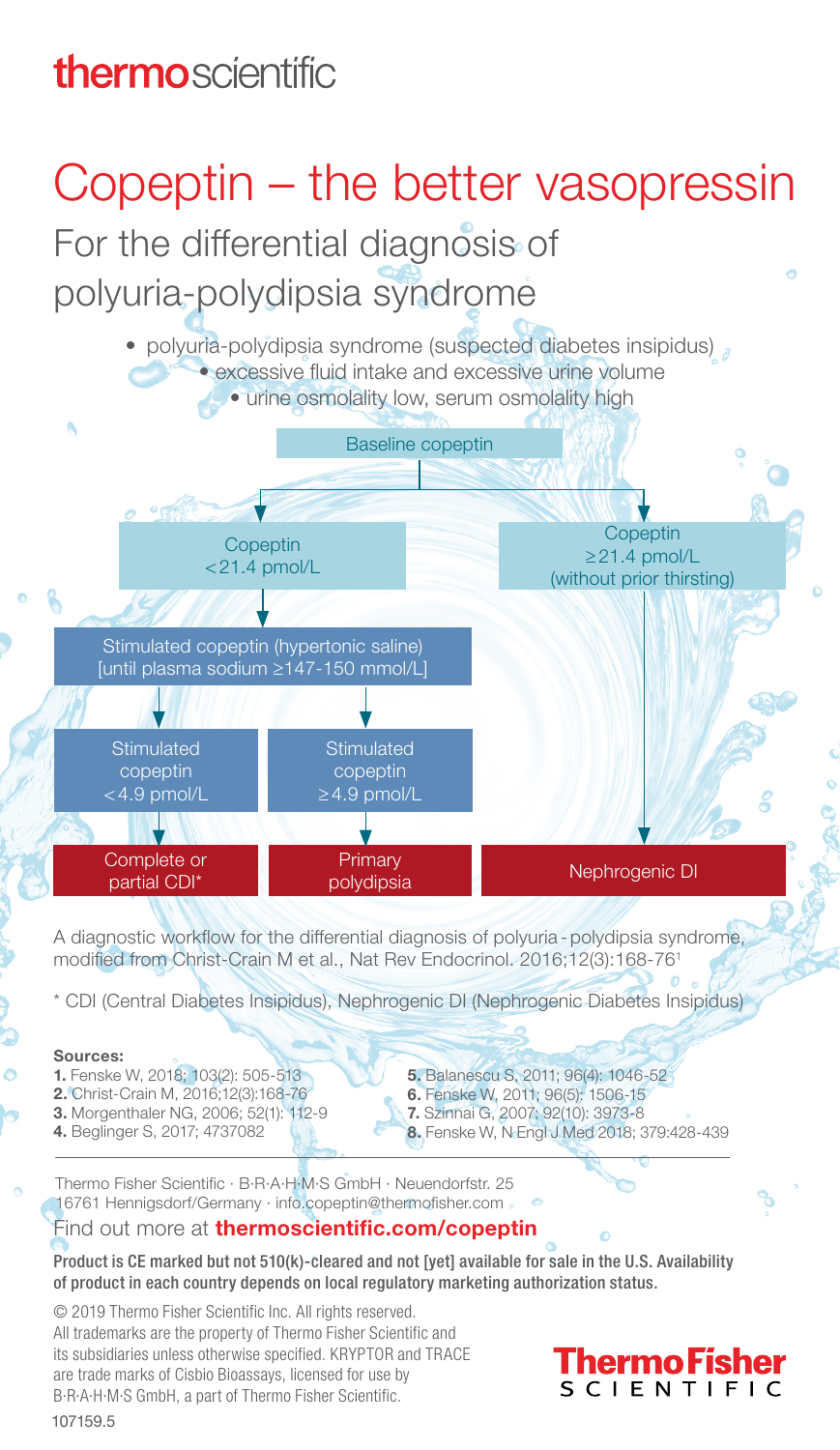thermoscientific

# Copeptin – the better vasopressin

## For the differential diagnosis of polyuria-polydipsia syndrome

- polyuria-polydipsia syndrome (suspected diabetes insipidus)
  - excessive fluid intake and excessive urine volume
    - urine osmolality low, serum osmolality high

Baseline copeptin

Copeptin <21.4 pmol/L

Copeptin ≥21.4 pmol/L (without prior thirsting)

Stimulated copeptin (hypertonic saline) [until plasma sodium ≥147-150 mmol/L]

Stimulated copeptin <4.9 pmol/L

Stimulated copeptin ≥4.9 pmol/L

Complete or partial CDI*

Primary polydipsia

Nephrogenic DI

A diagnostic workflow for the differential diagnosis of polyuria - polydipsia syndrome, modified from Christ-Crain M et al., Nat Rev Endocrinol. 2016;12(3):168-76[1]

* CDI (Central Diabetes Insipidus), Nephrogenic DI (Nephrogenic Diabetes Insipidus)

**Sources:**

1. Fenske W, 2018; 103(2): 505-513
2. Christ-Crain M, 2016;12(3):168-76
3. Morgenthaler NG, 2006; 52(1): 112-9
4. Beglinger S, 2017; 4737082
5. Balanescu S, 2011; 96(4): 1046-52
6. Fenske W, 2011; 96(5): 1506-15
7. Szinnai G, 2007; 92(10): 3973-8
8. Fenske W, N Engl J Med 2018; 379:428-439

Thermo Fisher Scientific · B·R·A·H·M·S GmbH · Neuendorfstr. 25
16761 Hennigsdorf/Germany · info.copeptin@thermofisher.com

Find out more at **thermoscientific.com/copeptin**

**Product is CE marked but not 510(k)-cleared and not [yet] available for sale in the U.S. Availability of product in each country depends on local regulatory marketing authorization status.**

© 2019 Thermo Fisher Scientific Inc. All rights reserved. All trademarks are the property of Thermo Fisher Scientific and its subsidiaries unless otherwise specified. KRYPTOR and TRACE are trade marks of Cisbio Bioassays, licensed for use by B·R·A·H·M·S GmbH, a part of Thermo Fisher Scientific.

107159.5

ThermoFisher SCIENTIFIC